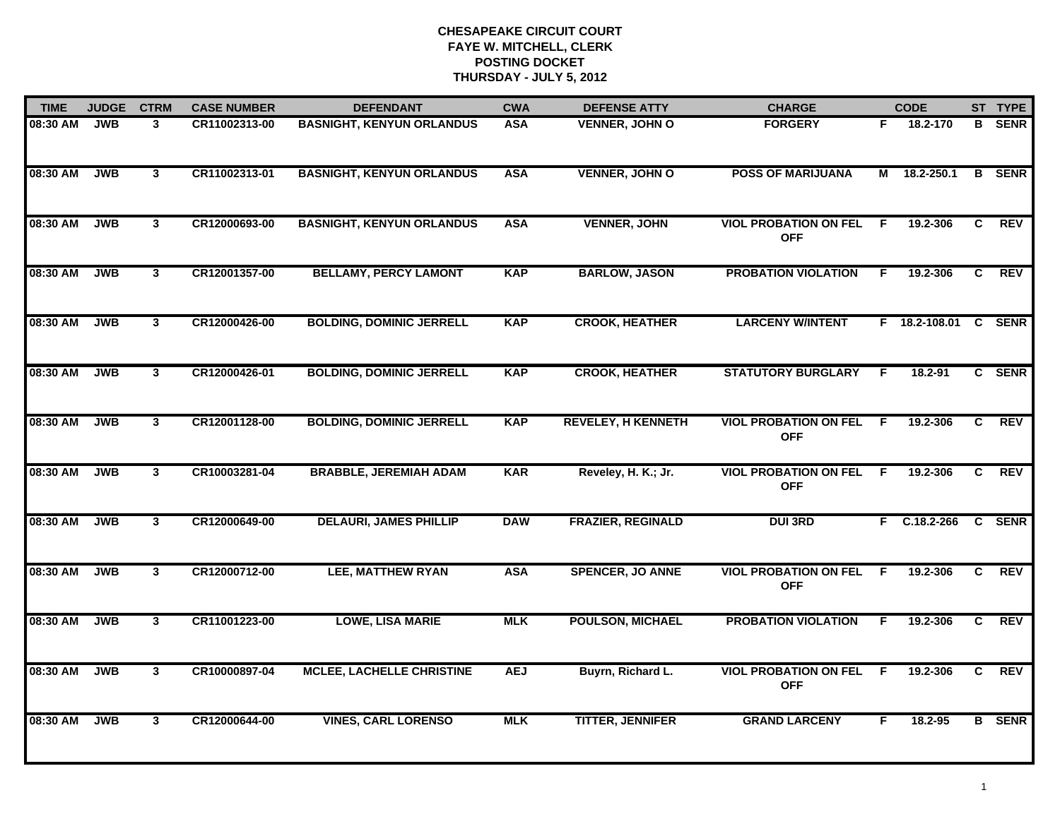**CHESAPEAKE CIRCUIT COURT**
**FAYE W. MITCHELL, CLERK**
**POSTING DOCKET**
**THURSDAY - JULY 5, 2012**

| TIME | JUDGE | CTRM | CASE NUMBER | DEFENDANT | CWA | DEFENSE ATTY | CHARGE | | CODE | ST | TYPE |
|---|---|---|---|---|---|---|---|---|---|---|---|
| 08:30 AM | JWB | 3 | CR11002313-00 | BASNIGHT, KENYUN ORLANDUS | ASA | VENNER, JOHN O | FORGERY | F | 18.2-170 | B | SENR |
| 08:30 AM | JWB | 3 | CR11002313-01 | BASNIGHT, KENYUN ORLANDUS | ASA | VENNER, JOHN O | POSS OF MARIJUANA | M | 18.2-250.1 | B | SENR |
| 08:30 AM | JWB | 3 | CR12000693-00 | BASNIGHT, KENYUN ORLANDUS | ASA | VENNER, JOHN | VIOL PROBATION ON FEL OFF | F | 19.2-306 | C | REV |
| 08:30 AM | JWB | 3 | CR12001357-00 | BELLAMY, PERCY LAMONT | KAP | BARLOW, JASON | PROBATION VIOLATION | F | 19.2-306 | C | REV |
| 08:30 AM | JWB | 3 | CR12000426-00 | BOLDING, DOMINIC JERRELL | KAP | CROOK, HEATHER | LARCENY W/INTENT | F | 18.2-108.01 | C | SENR |
| 08:30 AM | JWB | 3 | CR12000426-01 | BOLDING, DOMINIC JERRELL | KAP | CROOK, HEATHER | STATUTORY BURGLARY | F | 18.2-91 | C | SENR |
| 08:30 AM | JWB | 3 | CR12001128-00 | BOLDING, DOMINIC JERRELL | KAP | REVELEY, H KENNETH | VIOL PROBATION ON FEL OFF | F | 19.2-306 | C | REV |
| 08:30 AM | JWB | 3 | CR10003281-04 | BRABBLE, JEREMIAH ADAM | KAR | Reveley, H. K.; Jr. | VIOL PROBATION ON FEL OFF | F | 19.2-306 | C | REV |
| 08:30 AM | JWB | 3 | CR12000649-00 | DELAURI, JAMES PHILLIP | DAW | FRAZIER, REGINALD | DUI 3RD | F | C.18.2-266 | C | SENR |
| 08:30 AM | JWB | 3 | CR12000712-00 | LEE, MATTHEW RYAN | ASA | SPENCER, JO ANNE | VIOL PROBATION ON FEL OFF | F | 19.2-306 | C | REV |
| 08:30 AM | JWB | 3 | CR11001223-00 | LOWE, LISA MARIE | MLK | POULSON, MICHAEL | PROBATION VIOLATION | F | 19.2-306 | C | REV |
| 08:30 AM | JWB | 3 | CR10000897-04 | MCLEE, LACHELLE CHRISTINE | AEJ | Buyrn, Richard L. | VIOL PROBATION ON FEL OFF | F | 19.2-306 | C | REV |
| 08:30 AM | JWB | 3 | CR12000644-00 | VINES, CARL LORENSO | MLK | TITTER, JENNIFER | GRAND LARCENY | F | 18.2-95 | B | SENR |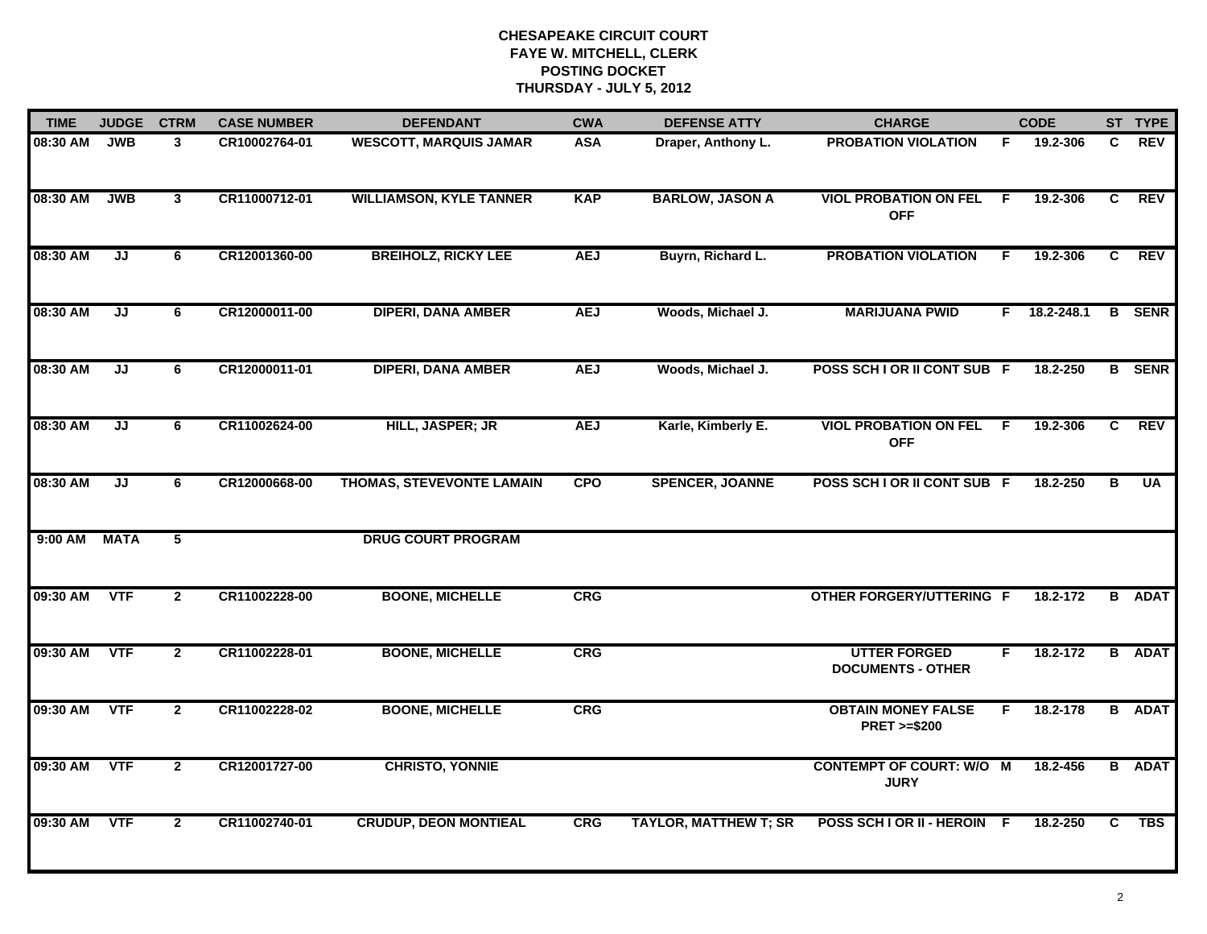# CHESAPEAKE CIRCUIT COURT
## FAYE W. MITCHELL, CLERK
## POSTING DOCKET
## THURSDAY - JULY 5, 2012

| TIME | JUDGE | CTRM | CASE NUMBER | DEFENDANT | CWA | DEFENSE ATTY | CHARGE | | CODE | ST | TYPE |
|---|---|---|---|---|---|---|---|---|---|---|---|
| 08:30 AM | JWB | 3 | CR10002764-01 | WESCOTT, MARQUIS JAMAR | ASA | Draper, Anthony L. | PROBATION VIOLATION | F | 19.2-306 | C | REV |
| 08:30 AM | JWB | 3 | CR11000712-01 | WILLIAMSON, KYLE TANNER | KAP | BARLOW, JASON A | VIOL PROBATION ON FEL OFF | F | 19.2-306 | C | REV |
| 08:30 AM | JJ | 6 | CR12001360-00 | BREIHOLZ, RICKY LEE | AEJ | Buyrn, Richard L. | PROBATION VIOLATION | F | 19.2-306 | C | REV |
| 08:30 AM | JJ | 6 | CR12000011-00 | DIPERI, DANA AMBER | AEJ | Woods, Michael J. | MARIJUANA PWID | F | 18.2-248.1 | B | SENR |
| 08:30 AM | JJ | 6 | CR12000011-01 | DIPERI, DANA AMBER | AEJ | Woods, Michael J. | POSS SCH I OR II CONT SUB | F | 18.2-250 | B | SENR |
| 08:30 AM | JJ | 6 | CR11002624-00 | HILL, JASPER; JR | AEJ | Karle, Kimberly E. | VIOL PROBATION ON FEL OFF | F | 19.2-306 | C | REV |
| 08:30 AM | JJ | 6 | CR12000668-00 | THOMAS, STEVEVONTE LAMAIN | CPO | SPENCER, JOANNE | POSS SCH I OR II CONT SUB | F | 18.2-250 | B | UA |
| 9:00 AM | MATA | 5 | | DRUG COURT PROGRAM | | | | | | | |
| 09:30 AM | VTF | 2 | CR11002228-00 | BOONE, MICHELLE | CRG | | OTHER FORGERY/UTTERING | F | 18.2-172 | B | ADAT |
| 09:30 AM | VTF | 2 | CR11002228-01 | BOONE, MICHELLE | CRG | | UTTER FORGED DOCUMENTS - OTHER | F | 18.2-172 | B | ADAT |
| 09:30 AM | VTF | 2 | CR11002228-02 | BOONE, MICHELLE | CRG | | OBTAIN MONEY FALSE PRET >=$200 | F | 18.2-178 | B | ADAT |
| 09:30 AM | VTF | 2 | CR12001727-00 | CHRISTO, YONNIE | | | CONTEMPT OF COURT: W/O JURY | M | 18.2-456 | B | ADAT |
| 09:30 AM | VTF | 2 | CR11002740-01 | CRUDUP, DEON MONTIEAL | CRG | TAYLOR, MATTHEW T; SR | POSS SCH I OR II - HEROIN | F | 18.2-250 | C | TBS |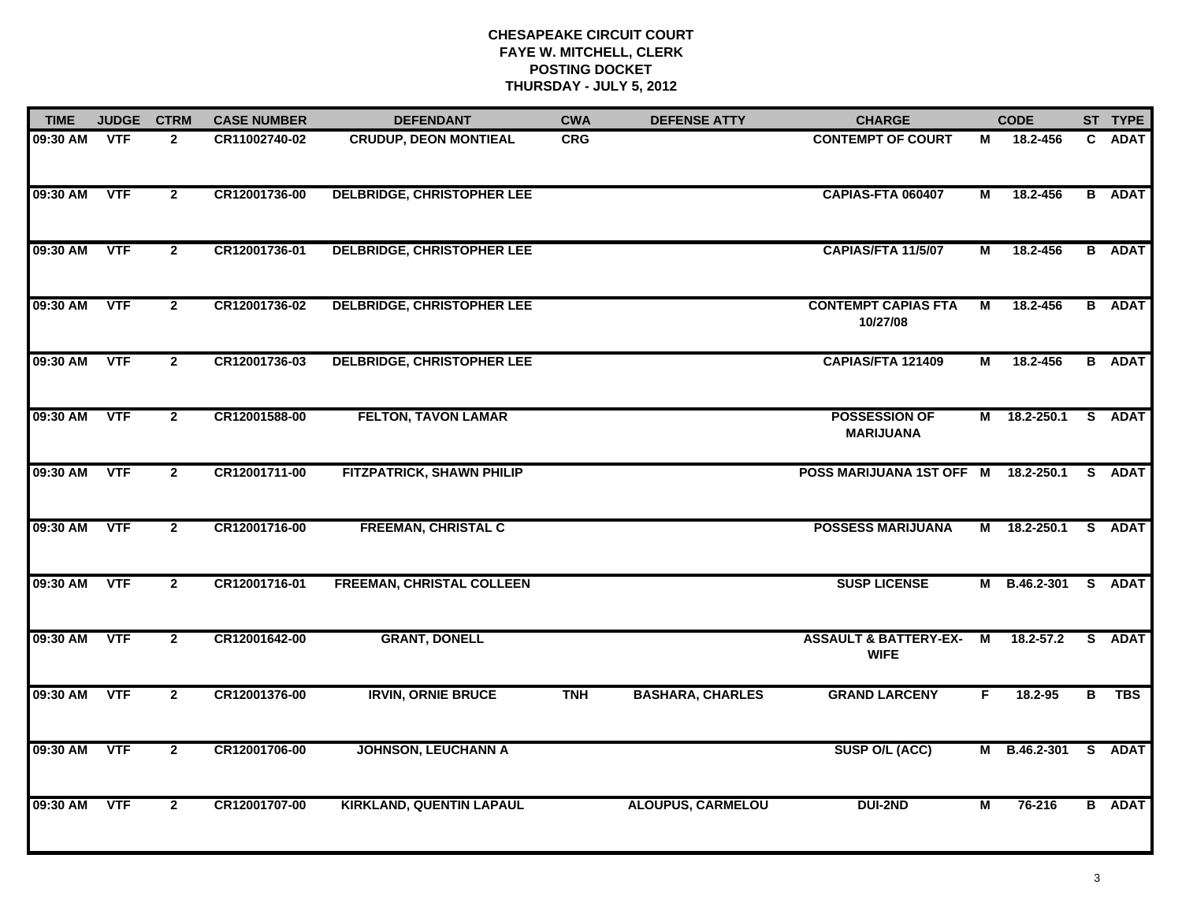**CHESAPEAKE CIRCUIT COURT**
**FAYE W. MITCHELL, CLERK**
**POSTING DOCKET**
**THURSDAY - JULY 5, 2012**

| TIME | JUDGE | CTRM | CASE NUMBER | DEFENDANT | CWA | DEFENSE ATTY | CHARGE | | CODE | ST | TYPE |
|---|---|---|---|---|---|---|---|---|---|---|---|
| 09:30 AM | VTF | 2 | CR11002740-02 | CRUDUP, DEON MONTIEAL | CRG | | CONTEMPT OF COURT | M | 18.2-456 | C | ADAT |
| 09:30 AM | VTF | 2 | CR12001736-00 | DELBRIDGE, CHRISTOPHER LEE | | | CAPIAS-FTA 060407 | M | 18.2-456 | B | ADAT |
| 09:30 AM | VTF | 2 | CR12001736-01 | DELBRIDGE, CHRISTOPHER LEE | | | CAPIAS/FTA 11/5/07 | M | 18.2-456 | B | ADAT |
| 09:30 AM | VTF | 2 | CR12001736-02 | DELBRIDGE, CHRISTOPHER LEE | | | CONTEMPT CAPIAS FTA 10/27/08 | M | 18.2-456 | B | ADAT |
| 09:30 AM | VTF | 2 | CR12001736-03 | DELBRIDGE, CHRISTOPHER LEE | | | CAPIAS/FTA 121409 | M | 18.2-456 | B | ADAT |
| 09:30 AM | VTF | 2 | CR12001588-00 | FELTON, TAVON LAMAR | | | POSSESSION OF MARIJUANA | M | 18.2-250.1 | S | ADAT |
| 09:30 AM | VTF | 2 | CR12001711-00 | FITZPATRICK, SHAWN PHILIP | | | POSS MARIJUANA 1ST OFF | M | 18.2-250.1 | S | ADAT |
| 09:30 AM | VTF | 2 | CR12001716-00 | FREEMAN, CHRISTAL C | | | POSSESS MARIJUANA | M | 18.2-250.1 | S | ADAT |
| 09:30 AM | VTF | 2 | CR12001716-01 | FREEMAN, CHRISTAL COLLEEN | | | SUSP LICENSE | M | B.46.2-301 | S | ADAT |
| 09:30 AM | VTF | 2 | CR12001642-00 | GRANT, DONELL | | | ASSAULT & BATTERY-EX-WIFE | M | 18.2-57.2 | S | ADAT |
| 09:30 AM | VTF | 2 | CR12001376-00 | IRVIN, ORNIE BRUCE | TNH | BASHARA, CHARLES | GRAND LARCENY | F | 18.2-95 | B | TBS |
| 09:30 AM | VTF | 2 | CR12001706-00 | JOHNSON, LEUCHANN A | | | SUSP O/L (ACC) | M | B.46.2-301 | S | ADAT |
| 09:30 AM | VTF | 2 | CR12001707-00 | KIRKLAND, QUENTIN LAPAUL | | ALOUPUS, CARMELOU | DUI-2ND | M | 76-216 | B | ADAT |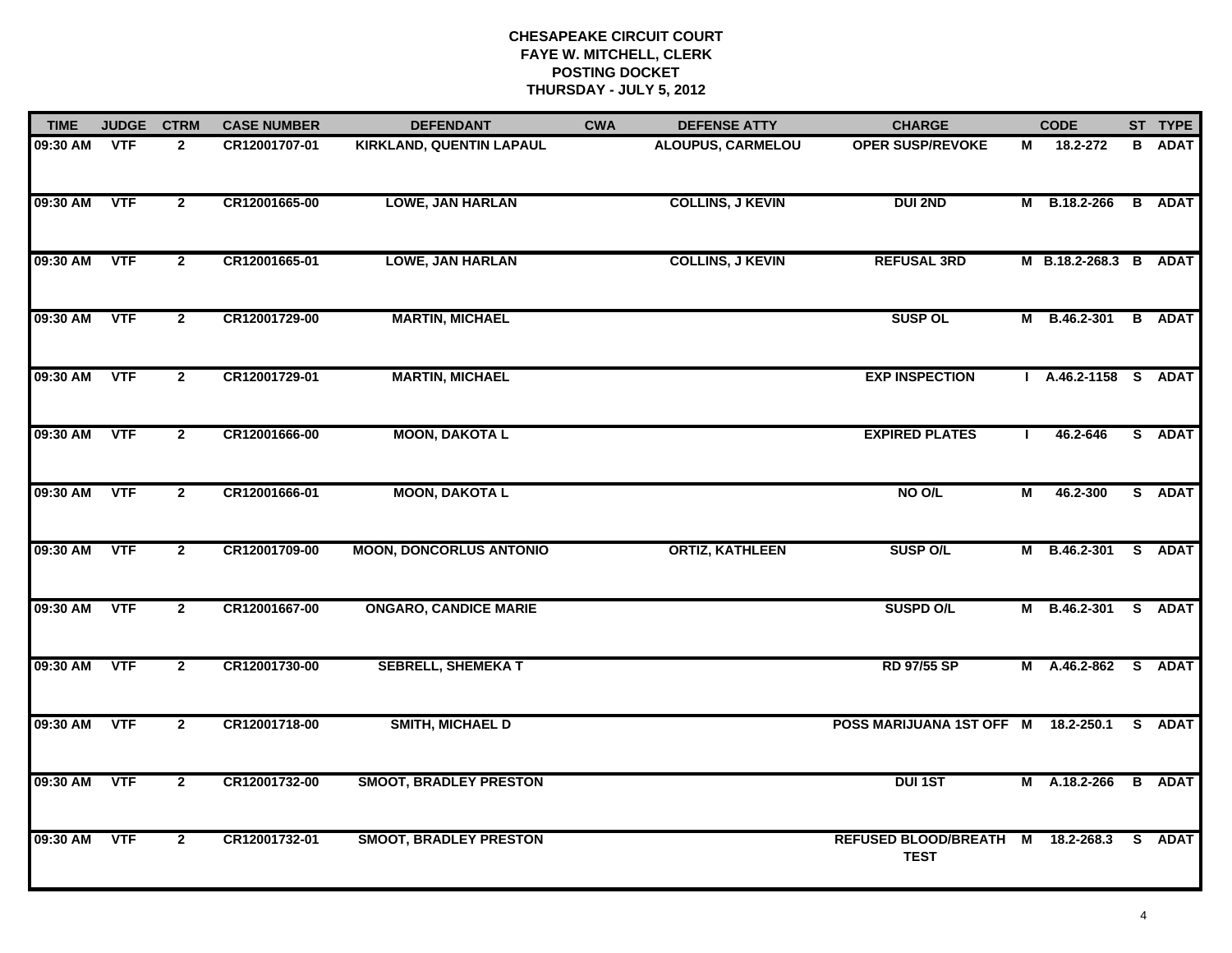**CHESAPEAKE CIRCUIT COURT**
**FAYE W. MITCHELL, CLERK**
**POSTING DOCKET**
**THURSDAY - JULY 5, 2012**

| TIME | JUDGE | CTRM | CASE NUMBER | DEFENDANT | CWA | DEFENSE ATTY | CHARGE | | CODE | ST | TYPE |
|---|---|---|---|---|---|---|---|---|---|---|---|
| 09:30 AM | VTF | 2 | CR12001707-01 | KIRKLAND, QUENTIN LAPAUL | | ALOUPUS, CARMELOU | OPER SUSP/REVOKE | M | 18.2-272 | B | ADAT |
| 09:30 AM | VTF | 2 | CR12001665-00 | LOWE, JAN HARLAN | | COLLINS, J KEVIN | DUI 2ND | M | B.18.2-266 | B | ADAT |
| 09:30 AM | VTF | 2 | CR12001665-01 | LOWE, JAN HARLAN | | COLLINS, J KEVIN | REFUSAL 3RD | M | B.18.2-268.3 | B | ADAT |
| 09:30 AM | VTF | 2 | CR12001729-00 | MARTIN, MICHAEL | | | SUSP OL | M | B.46.2-301 | B | ADAT |
| 09:30 AM | VTF | 2 | CR12001729-01 | MARTIN, MICHAEL | | | EXP INSPECTION | I | A.46.2-1158 | S | ADAT |
| 09:30 AM | VTF | 2 | CR12001666-00 | MOON, DAKOTA L | | | EXPIRED PLATES | I | 46.2-646 | S | ADAT |
| 09:30 AM | VTF | 2 | CR12001666-01 | MOON, DAKOTA L | | | NO O/L | M | 46.2-300 | S | ADAT |
| 09:30 AM | VTF | 2 | CR12001709-00 | MOON, DONCORLUS ANTONIO | | ORTIZ, KATHLEEN | SUSP O/L | M | B.46.2-301 | S | ADAT |
| 09:30 AM | VTF | 2 | CR12001667-00 | ONGARO, CANDICE MARIE | | | SUSPD O/L | M | B.46.2-301 | S | ADAT |
| 09:30 AM | VTF | 2 | CR12001730-00 | SEBRELL, SHEMEKA T | | | RD 97/55 SP | M | A.46.2-862 | S | ADAT |
| 09:30 AM | VTF | 2 | CR12001718-00 | SMITH, MICHAEL D | | | POSS MARIJUANA 1ST OFF | M | 18.2-250.1 | S | ADAT |
| 09:30 AM | VTF | 2 | CR12001732-00 | SMOOT, BRADLEY PRESTON | | | DUI 1ST | M | A.18.2-266 | B | ADAT |
| 09:30 AM | VTF | 2 | CR12001732-01 | SMOOT, BRADLEY PRESTON | | | REFUSED BLOOD/BREATH TEST | M | 18.2-268.3 | S | ADAT |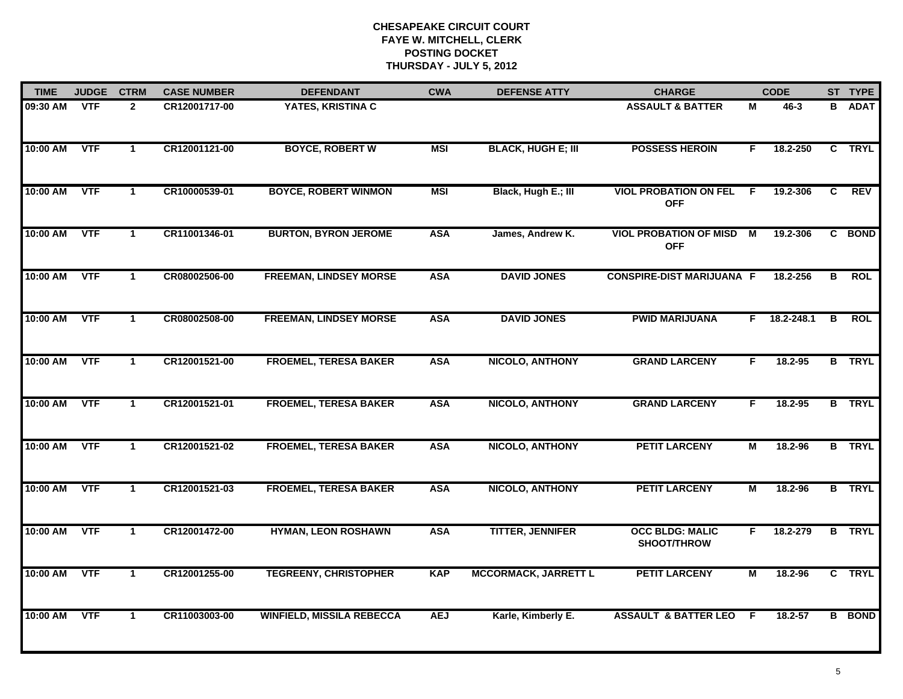**CHESAPEAKE CIRCUIT COURT**
**FAYE W. MITCHELL, CLERK**
**POSTING DOCKET**
**THURSDAY - JULY 5, 2012**

| TIME | JUDGE | CTRM | CASE NUMBER | DEFENDANT | CWA | DEFENSE ATTY | CHARGE | | CODE | ST | TYPE |
|---|---|---|---|---|---|---|---|---|---|---|---|
| 09:30 AM | VTF | 2 | CR12001717-00 | YATES, KRISTINA C | | | ASSAULT & BATTER | M | 46-3 | B | ADAT |
| 10:00 AM | VTF | 1 | CR12001121-00 | BOYCE, ROBERT W | MSI | BLACK, HUGH E; III | POSSESS HEROIN | F | 18.2-250 | C | TRYL |
| 10:00 AM | VTF | 1 | CR10000539-01 | BOYCE, ROBERT WINMON | MSI | Black, Hugh E.; III | VIOL PROBATION ON FEL OFF | F | 19.2-306 | C | REV |
| 10:00 AM | VTF | 1 | CR11001346-01 | BURTON, BYRON JEROME | ASA | James, Andrew K. | VIOL PROBATION OF MISD OFF | M | 19.2-306 | C | BOND |
| 10:00 AM | VTF | 1 | CR08002506-00 | FREEMAN, LINDSEY MORSE | ASA | DAVID JONES | CONSPIRE-DIST MARIJUANA | F | 18.2-256 | B | ROL |
| 10:00 AM | VTF | 1 | CR08002508-00 | FREEMAN, LINDSEY MORSE | ASA | DAVID JONES | PWID MARIJUANA | F | 18.2-248.1 | B | ROL |
| 10:00 AM | VTF | 1 | CR12001521-00 | FROEMEL, TERESA BAKER | ASA | NICOLO, ANTHONY | GRAND LARCENY | F | 18.2-95 | B | TRYL |
| 10:00 AM | VTF | 1 | CR12001521-01 | FROEMEL, TERESA BAKER | ASA | NICOLO, ANTHONY | GRAND LARCENY | F | 18.2-95 | B | TRYL |
| 10:00 AM | VTF | 1 | CR12001521-02 | FROEMEL, TERESA BAKER | ASA | NICOLO, ANTHONY | PETIT LARCENY | M | 18.2-96 | B | TRYL |
| 10:00 AM | VTF | 1 | CR12001521-03 | FROEMEL, TERESA BAKER | ASA | NICOLO, ANTHONY | PETIT LARCENY | M | 18.2-96 | B | TRYL |
| 10:00 AM | VTF | 1 | CR12001472-00 | HYMAN, LEON ROSHAWN | ASA | TITTER, JENNIFER | OCC BLDG: MALIC SHOOT/THROW | F | 18.2-279 | B | TRYL |
| 10:00 AM | VTF | 1 | CR12001255-00 | TEGREENY, CHRISTOPHER | KAP | MCCORMACK, JARRETT L | PETIT LARCENY | M | 18.2-96 | C | TRYL |
| 10:00 AM | VTF | 1 | CR11003003-00 | WINFIELD, MISSILA REBECCA | AEJ | Karle, Kimberly E. | ASSAULT & BATTER LEO | F | 18.2-57 | B | BOND |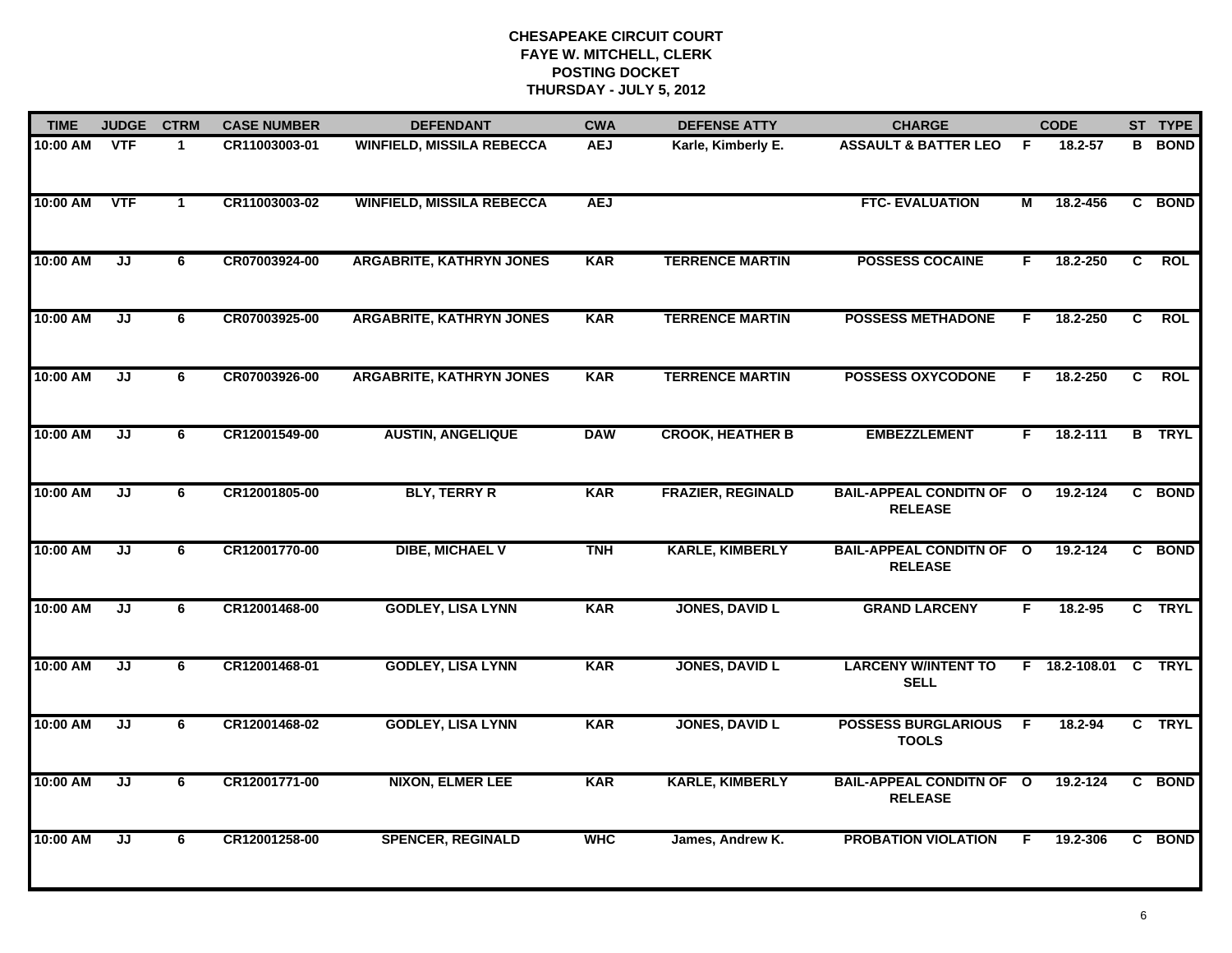# CHESAPEAKE CIRCUIT COURT
## FAYE W. MITCHELL, CLERK
## POSTING DOCKET
## THURSDAY - JULY 5, 2012

| TIME | JUDGE | CTRM | CASE NUMBER | DEFENDANT | CWA | DEFENSE ATTY | CHARGE | | CODE | ST | TYPE |
|---|---|---|---|---|---|---|---|---|---|---|---|
| 10:00 AM | VTF | 1 | CR11003003-01 | WINFIELD, MISSILA REBECCA | AEJ | Karle, Kimberly E. | ASSAULT & BATTER LEO | F | 18.2-57 | B | BOND |
| 10:00 AM | VTF | 1 | CR11003003-02 | WINFIELD, MISSILA REBECCA | AEJ | | FTC- EVALUATION | M | 18.2-456 | C | BOND |
| 10:00 AM | JJ | 6 | CR07003924-00 | ARGABRITE, KATHRYN JONES | KAR | TERRENCE MARTIN | POSSESS COCAINE | F | 18.2-250 | C | ROL |
| 10:00 AM | JJ | 6 | CR07003925-00 | ARGABRITE, KATHRYN JONES | KAR | TERRENCE MARTIN | POSSESS METHADONE | F | 18.2-250 | C | ROL |
| 10:00 AM | JJ | 6 | CR07003926-00 | ARGABRITE, KATHRYN JONES | KAR | TERRENCE MARTIN | POSSESS OXYCODONE | F | 18.2-250 | C | ROL |
| 10:00 AM | JJ | 6 | CR12001549-00 | AUSTIN, ANGELIQUE | DAW | CROOK, HEATHER B | EMBEZZLEMENT | F | 18.2-111 | B | TRYL |
| 10:00 AM | JJ | 6 | CR12001805-00 | BLY, TERRY R | KAR | FRAZIER, REGINALD | BAIL-APPEAL CONDITN OF RELEASE | O | 19.2-124 | C | BOND |
| 10:00 AM | JJ | 6 | CR12001770-00 | DIBE, MICHAEL V | TNH | KARLE, KIMBERLY | BAIL-APPEAL CONDITN OF RELEASE | O | 19.2-124 | C | BOND |
| 10:00 AM | JJ | 6 | CR12001468-00 | GODLEY, LISA LYNN | KAR | JONES, DAVID L | GRAND LARCENY | F | 18.2-95 | C | TRYL |
| 10:00 AM | JJ | 6 | CR12001468-01 | GODLEY, LISA LYNN | KAR | JONES, DAVID L | LARCENY W/INTENT TO SELL | F | 18.2-108.01 | C | TRYL |
| 10:00 AM | JJ | 6 | CR12001468-02 | GODLEY, LISA LYNN | KAR | JONES, DAVID L | POSSESS BURGLARIOUS TOOLS | F | 18.2-94 | C | TRYL |
| 10:00 AM | JJ | 6 | CR12001771-00 | NIXON, ELMER LEE | KAR | KARLE, KIMBERLY | BAIL-APPEAL CONDITN OF RELEASE | O | 19.2-124 | C | BOND |
| 10:00 AM | JJ | 6 | CR12001258-00 | SPENCER, REGINALD | WHC | James, Andrew K. | PROBATION VIOLATION | F | 19.2-306 | C | BOND |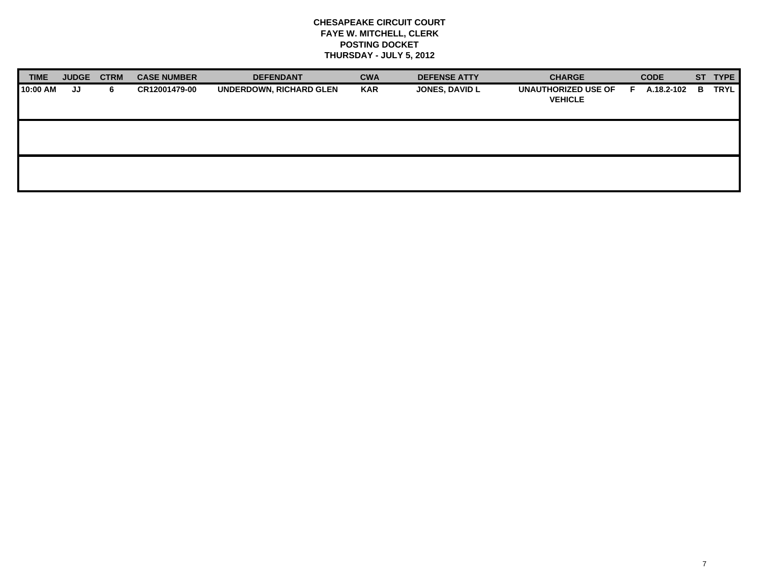**CHESAPEAKE CIRCUIT COURT**
**FAYE W. MITCHELL, CLERK**
**POSTING DOCKET**
**THURSDAY - JULY 5, 2012**

| TIME | JUDGE | CTRM | CASE NUMBER | DEFENDANT | CWA | DEFENSE ATTY | CHARGE | | CODE | ST | TYPE |
|---|---|---|---|---|---|---|---|---|---|---|---|
| 10:00 AM | JJ | 6 | CR12001479-00 | UNDERDOWN, RICHARD GLEN | KAR | JONES, DAVID L | UNAUTHORIZED USE OF VEHICLE | F | A.18.2-102 | B | TRYL |
| | | | | | | | | | | | |
| | | | | | | | | | | | |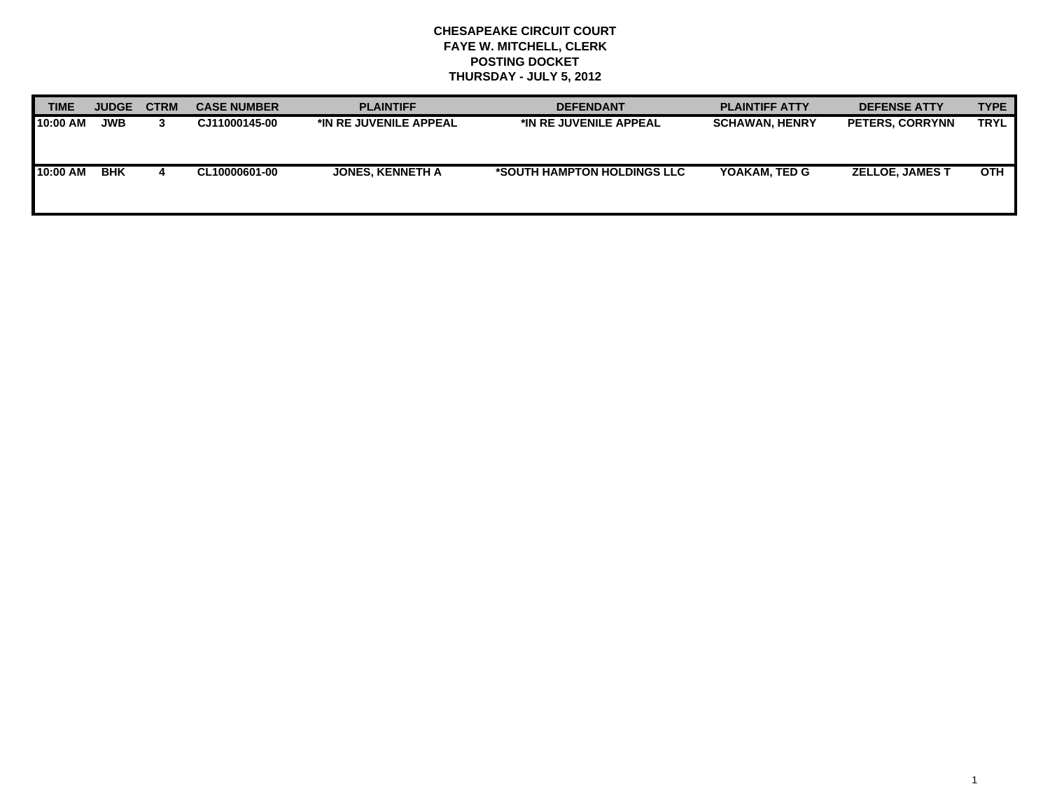**CHESAPEAKE CIRCUIT COURT**
**FAYE W. MITCHELL, CLERK**
**POSTING DOCKET**
**THURSDAY - JULY 5, 2012**

| TIME | JUDGE | CTRM | CASE NUMBER | PLAINTIFF | DEFENDANT | PLAINTIFF ATTY | DEFENSE ATTY | TYPE |
|---|---|---|---|---|---|---|---|---|
| 10:00 AM | JWB | 3 | CJ11000145-00 | *IN RE JUVENILE APPEAL | *IN RE JUVENILE APPEAL | SCHAWAN, HENRY | PETERS, CORRYNN | TRYL |
| 10:00 AM | BHK | 4 | CL10000601-00 | JONES, KENNETH A | *SOUTH HAMPTON HOLDINGS LLC | YOAKAM, TED G | ZELLOE, JAMES T | OTH |